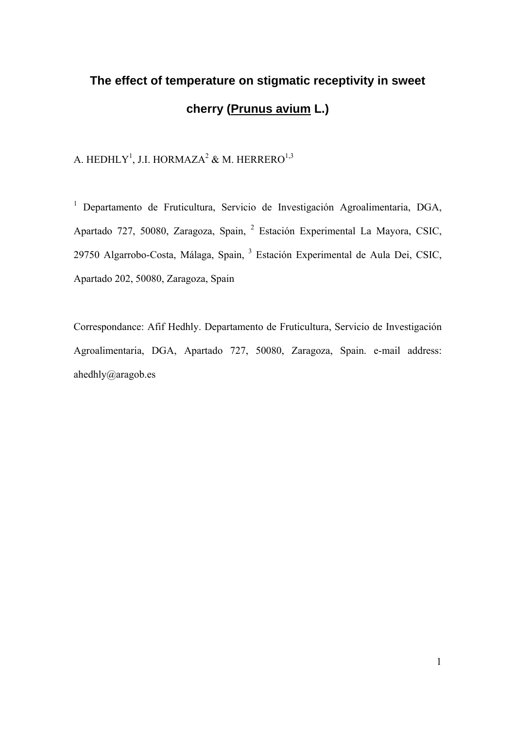# The effect of temperature on stigmatic receptivity in sweet cherry (*Prunus avium* L.)

A. HEDHLY[1], J.I. HORMAZA[2] & M. HERRERO[1,3]

[1] Departamento de Fruticultura, Servicio de Investigación Agroalimentaria, DGA, Apartado 727, 50080, Zaragoza, Spain, [2] Estación Experimental La Mayora, CSIC, 29750 Algarrobo-Costa, Málaga, Spain, [3] Estación Experimental de Aula Dei, CSIC, Apartado 202, 50080, Zaragoza, Spain

Correspondance: Afif Hedhly. Departamento de Fruticultura, Servicio de Investigación Agroalimentaria, DGA, Apartado 727, 50080, Zaragoza, Spain. e-mail address: ahedhly@aragob.es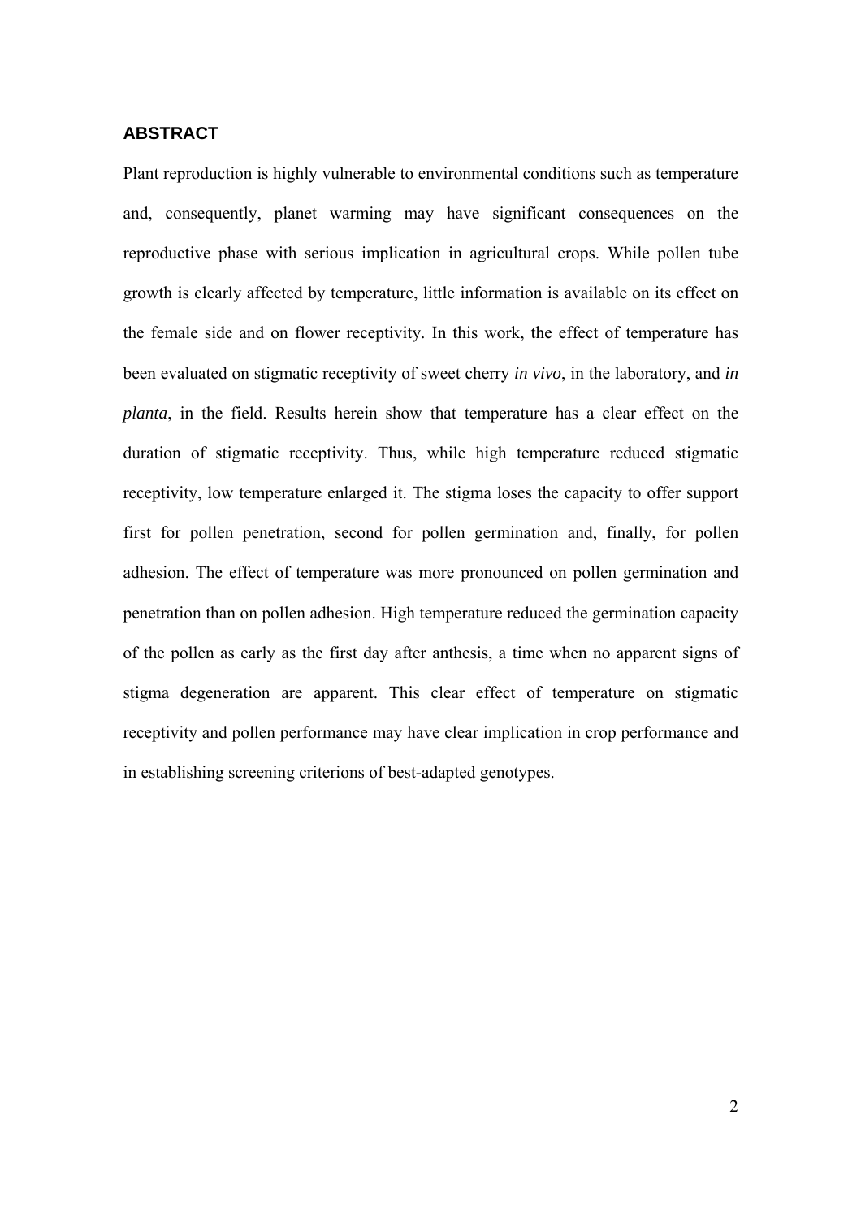## ABSTRACT

Plant reproduction is highly vulnerable to environmental conditions such as temperature and, consequently, planet warming may have significant consequences on the reproductive phase with serious implication in agricultural crops. While pollen tube growth is clearly affected by temperature, little information is available on its effect on the female side and on flower receptivity. In this work, the effect of temperature has been evaluated on stigmatic receptivity of sweet cherry *in vivo*, in the laboratory, and *in planta*, in the field. Results herein show that temperature has a clear effect on the duration of stigmatic receptivity. Thus, while high temperature reduced stigmatic receptivity, low temperature enlarged it. The stigma loses the capacity to offer support first for pollen penetration, second for pollen germination and, finally, for pollen adhesion. The effect of temperature was more pronounced on pollen germination and penetration than on pollen adhesion. High temperature reduced the germination capacity of the pollen as early as the first day after anthesis, a time when no apparent signs of stigma degeneration are apparent. This clear effect of temperature on stigmatic receptivity and pollen performance may have clear implication in crop performance and in establishing screening criterions of best-adapted genotypes.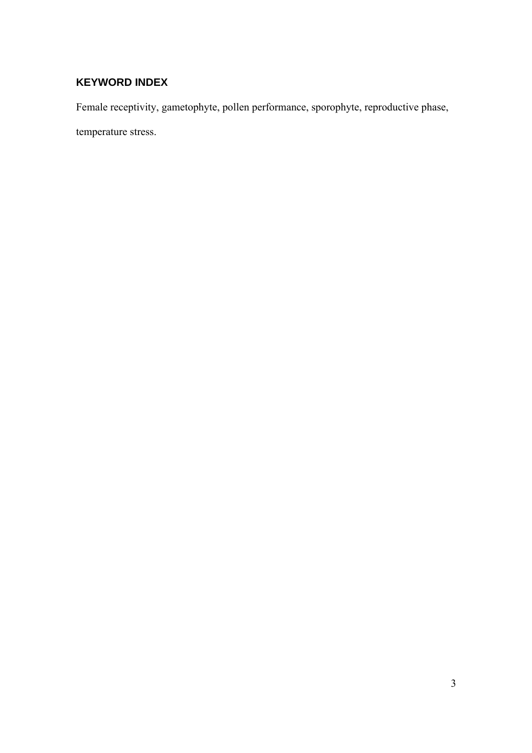## KEYWORD INDEX

Female receptivity, gametophyte, pollen performance, sporophyte, reproductive phase, temperature stress.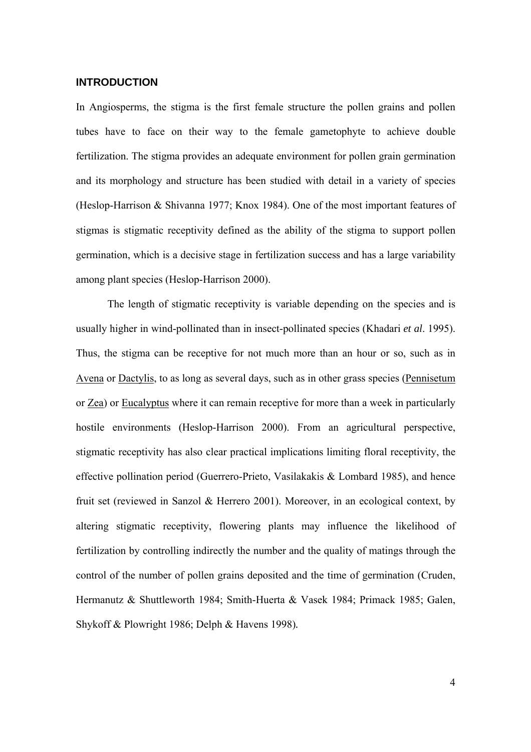## INTRODUCTION

In Angiosperms, the stigma is the first female structure the pollen grains and pollen tubes have to face on their way to the female gametophyte to achieve double fertilization. The stigma provides an adequate environment for pollen grain germination and its morphology and structure has been studied with detail in a variety of species (Heslop-Harrison & Shivanna 1977; Knox 1984). One of the most important features of stigmas is stigmatic receptivity defined as the ability of the stigma to support pollen germination, which is a decisive stage in fertilization success and has a large variability among plant species (Heslop-Harrison 2000).

The length of stigmatic receptivity is variable depending on the species and is usually higher in wind-pollinated than in insect-pollinated species (Khadari *et al*. 1995). Thus, the stigma can be receptive for not much more than an hour or so, such as in Avena or Dactylis, to as long as several days, such as in other grass species (Pennisetum or Zea) or Eucalyptus where it can remain receptive for more than a week in particularly hostile environments (Heslop-Harrison 2000). From an agricultural perspective, stigmatic receptivity has also clear practical implications limiting floral receptivity, the effective pollination period (Guerrero-Prieto, Vasilakakis & Lombard 1985), and hence fruit set (reviewed in Sanzol & Herrero 2001). Moreover, in an ecological context, by altering stigmatic receptivity, flowering plants may influence the likelihood of fertilization by controlling indirectly the number and the quality of matings through the control of the number of pollen grains deposited and the time of germination (Cruden, Hermanutz & Shuttleworth 1984; Smith-Huerta & Vasek 1984; Primack 1985; Galen, Shykoff & Plowright 1986; Delph & Havens 1998).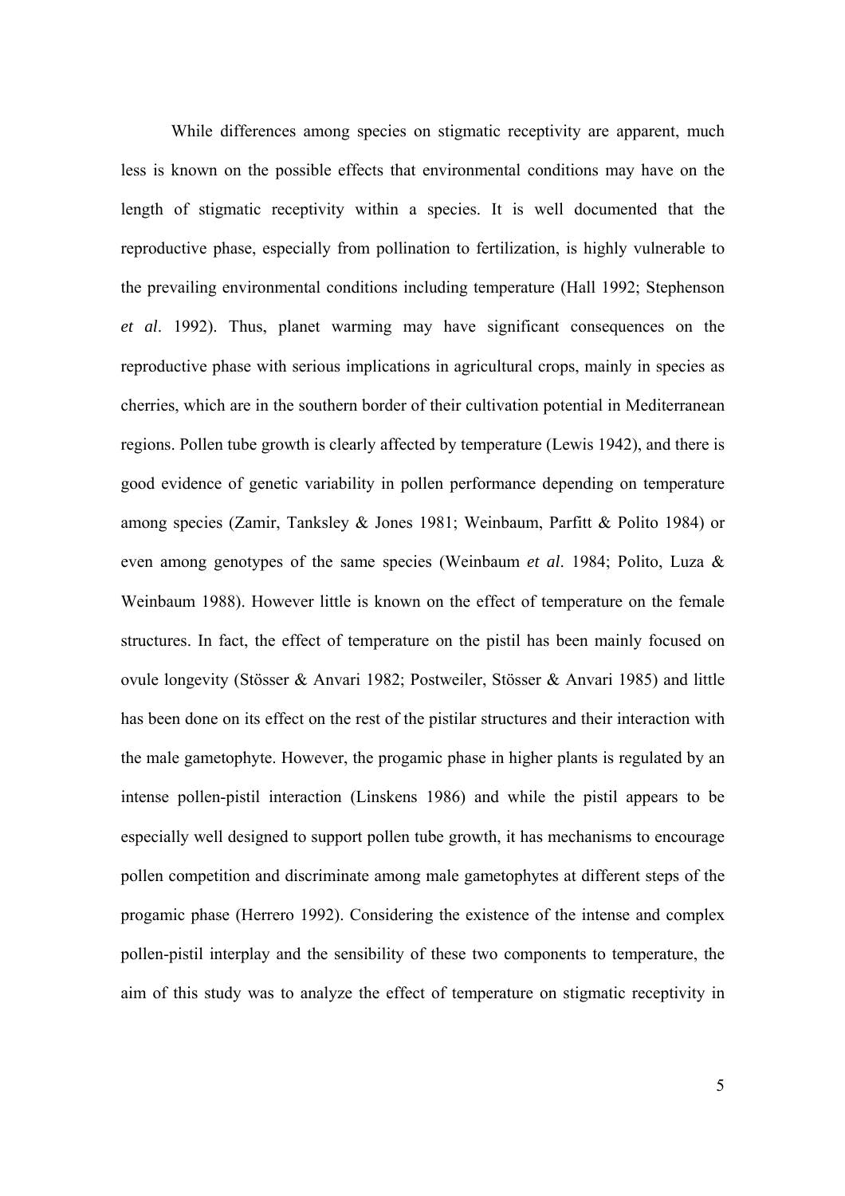While differences among species on stigmatic receptivity are apparent, much less is known on the possible effects that environmental conditions may have on the length of stigmatic receptivity within a species. It is well documented that the reproductive phase, especially from pollination to fertilization, is highly vulnerable to the prevailing environmental conditions including temperature (Hall 1992; Stephenson *et al*. 1992). Thus, planet warming may have significant consequences on the reproductive phase with serious implications in agricultural crops, mainly in species as cherries, which are in the southern border of their cultivation potential in Mediterranean regions. Pollen tube growth is clearly affected by temperature (Lewis 1942), and there is good evidence of genetic variability in pollen performance depending on temperature among species (Zamir, Tanksley & Jones 1981; Weinbaum, Parfitt & Polito 1984) or even among genotypes of the same species (Weinbaum *et al*. 1984; Polito, Luza & Weinbaum 1988). However little is known on the effect of temperature on the female structures. In fact, the effect of temperature on the pistil has been mainly focused on ovule longevity (Stösser & Anvari 1982; Postweiler, Stösser & Anvari 1985) and little has been done on its effect on the rest of the pistilar structures and their interaction with the male gametophyte. However, the progamic phase in higher plants is regulated by an intense pollen-pistil interaction (Linskens 1986) and while the pistil appears to be especially well designed to support pollen tube growth, it has mechanisms to encourage pollen competition and discriminate among male gametophytes at different steps of the progamic phase (Herrero 1992). Considering the existence of the intense and complex pollen-pistil interplay and the sensibility of these two components to temperature, the aim of this study was to analyze the effect of temperature on stigmatic receptivity in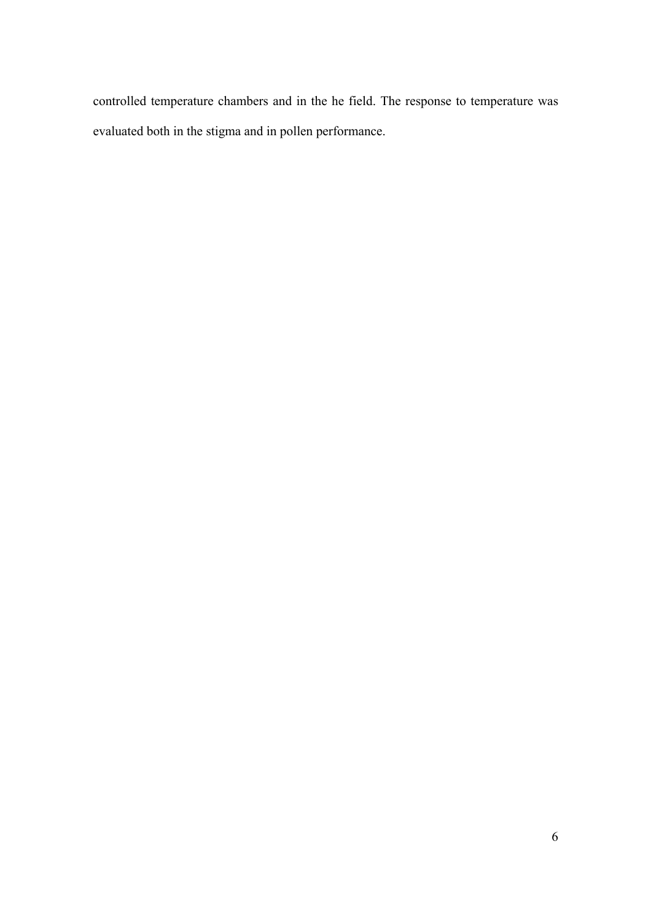controlled temperature chambers and in the he field. The response to temperature was evaluated both in the stigma and in pollen performance.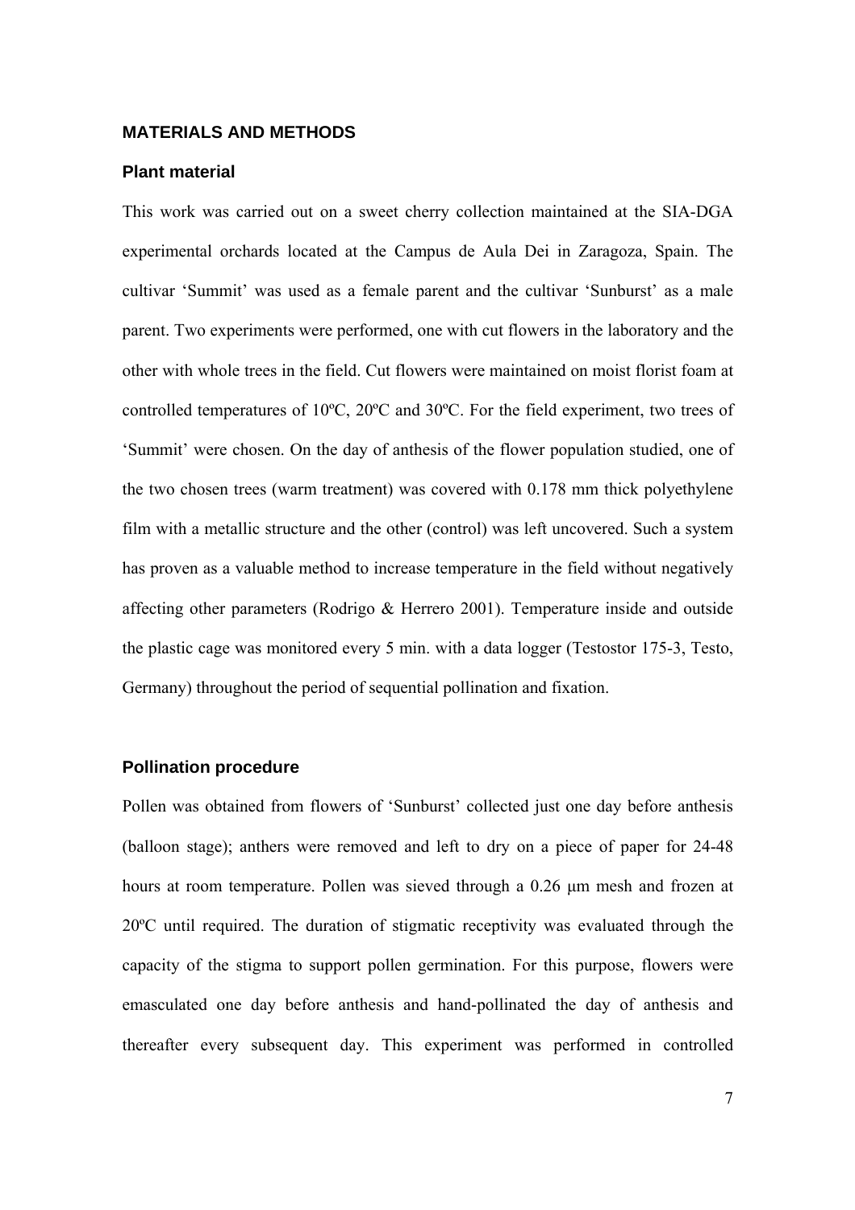## MATERIALS AND METHODS

### Plant material

This work was carried out on a sweet cherry collection maintained at the SIA-DGA experimental orchards located at the Campus de Aula Dei in Zaragoza, Spain. The cultivar 'Summit' was used as a female parent and the cultivar 'Sunburst' as a male parent. Two experiments were performed, one with cut flowers in the laboratory and the other with whole trees in the field. Cut flowers were maintained on moist florist foam at controlled temperatures of 10ºC, 20ºC and 30ºC. For the field experiment, two trees of 'Summit' were chosen. On the day of anthesis of the flower population studied, one of the two chosen trees (warm treatment) was covered with 0.178 mm thick polyethylene film with a metallic structure and the other (control) was left uncovered. Such a system has proven as a valuable method to increase temperature in the field without negatively affecting other parameters (Rodrigo & Herrero 2001). Temperature inside and outside the plastic cage was monitored every 5 min. with a data logger (Testostor 175-3, Testo, Germany) throughout the period of sequential pollination and fixation.

### Pollination procedure

Pollen was obtained from flowers of 'Sunburst' collected just one day before anthesis (balloon stage); anthers were removed and left to dry on a piece of paper for 24-48 hours at room temperature. Pollen was sieved through a 0.26 µm mesh and frozen at 20ºC until required. The duration of stigmatic receptivity was evaluated through the capacity of the stigma to support pollen germination. For this purpose, flowers were emasculated one day before anthesis and hand-pollinated the day of anthesis and thereafter every subsequent day. This experiment was performed in controlled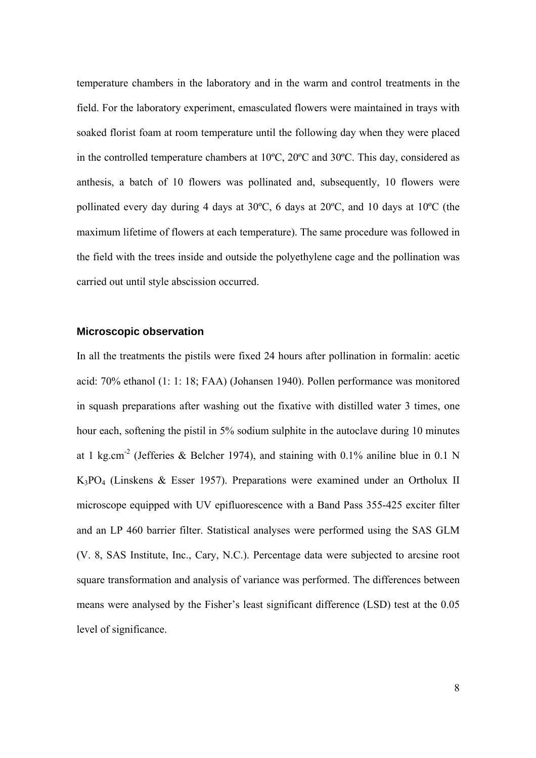temperature chambers in the laboratory and in the warm and control treatments in the field. For the laboratory experiment, emasculated flowers were maintained in trays with soaked florist foam at room temperature until the following day when they were placed in the controlled temperature chambers at 10ºC, 20ºC and 30ºC. This day, considered as anthesis, a batch of 10 flowers was pollinated and, subsequently, 10 flowers were pollinated every day during 4 days at 30ºC, 6 days at 20ºC, and 10 days at 10ºC (the maximum lifetime of flowers at each temperature). The same procedure was followed in the field with the trees inside and outside the polyethylene cage and the pollination was carried out until style abscission occurred.

### Microscopic observation

In all the treatments the pistils were fixed 24 hours after pollination in formalin: acetic acid: 70% ethanol (1: 1: 18; FAA) (Johansen 1940). Pollen performance was monitored in squash preparations after washing out the fixative with distilled water 3 times, one hour each, softening the pistil in 5% sodium sulphite in the autoclave during 10 minutes at 1 kg.cm$^{-2}$ (Jefferies & Belcher 1974), and staining with 0.1% aniline blue in 0.1 N $K_3PO_4$ (Linskens & Esser 1957). Preparations were examined under an Ortholux II microscope equipped with UV epifluorescence with a Band Pass 355-425 exciter filter and an LP 460 barrier filter. Statistical analyses were performed using the SAS GLM (V. 8, SAS Institute, Inc., Cary, N.C.). Percentage data were subjected to arcsine root square transformation and analysis of variance was performed. The differences between means were analysed by the Fisher's least significant difference (LSD) test at the 0.05 level of significance.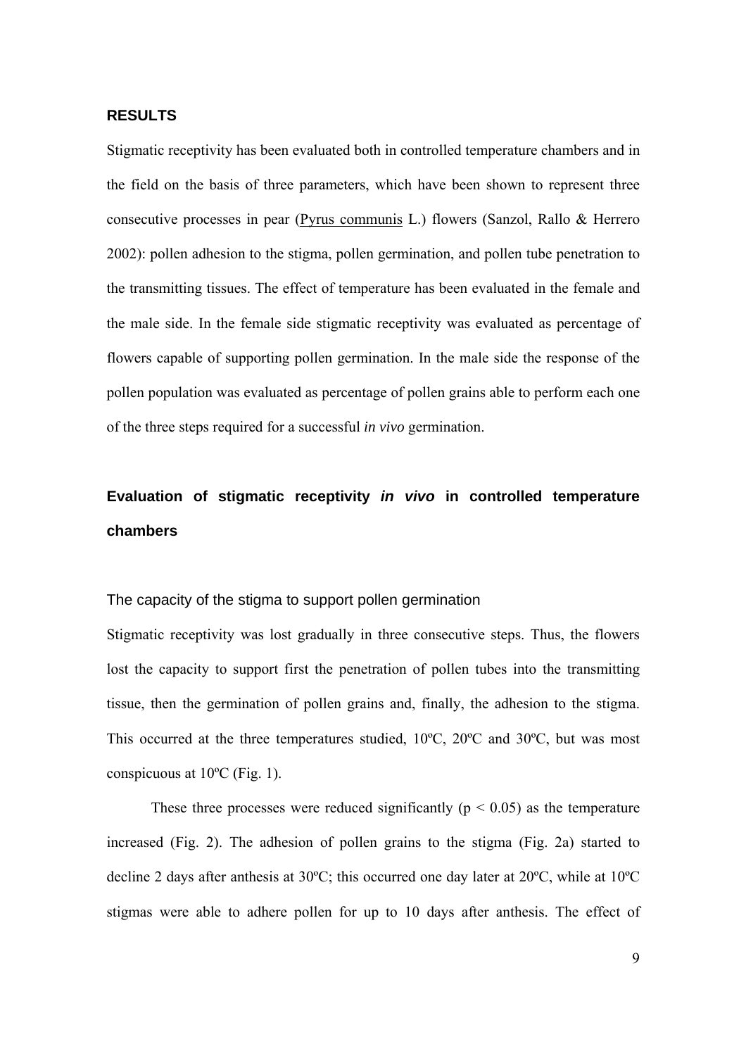## RESULTS

Stigmatic receptivity has been evaluated both in controlled temperature chambers and in the field on the basis of three parameters, which have been shown to represent three consecutive processes in pear (Pyrus communis L.) flowers (Sanzol, Rallo & Herrero 2002): pollen adhesion to the stigma, pollen germination, and pollen tube penetration to the transmitting tissues. The effect of temperature has been evaluated in the female and the male side. In the female side stigmatic receptivity was evaluated as percentage of flowers capable of supporting pollen germination. In the male side the response of the pollen population was evaluated as percentage of pollen grains able to perform each one of the three steps required for a successful *in vivo* germination.

## Evaluation of stigmatic receptivity *in vivo* in controlled temperature chambers

### The capacity of the stigma to support pollen germination

Stigmatic receptivity was lost gradually in three consecutive steps. Thus, the flowers lost the capacity to support first the penetration of pollen tubes into the transmitting tissue, then the germination of pollen grains and, finally, the adhesion to the stigma. This occurred at the three temperatures studied, 10ºC, 20ºC and 30ºC, but was most conspicuous at 10ºC (Fig. 1).

These three processes were reduced significantly ($p < 0.05$) as the temperature increased (Fig. 2). The adhesion of pollen grains to the stigma (Fig. 2a) started to decline 2 days after anthesis at 30ºC; this occurred one day later at 20ºC, while at 10ºC stigmas were able to adhere pollen for up to 10 days after anthesis. The effect of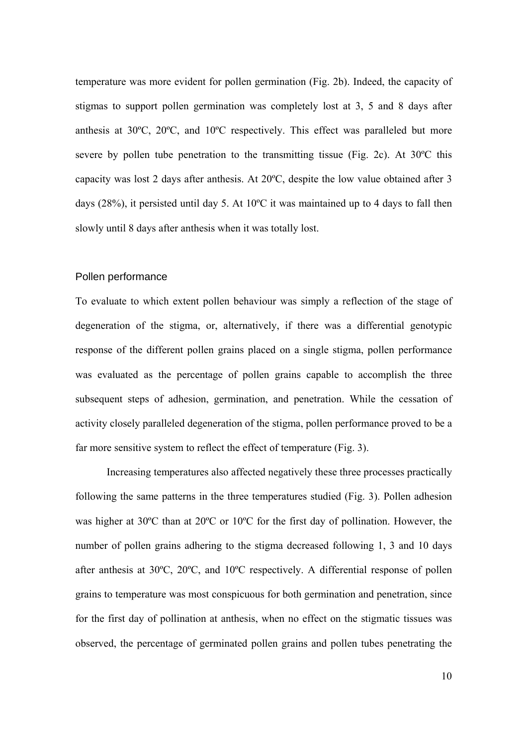temperature was more evident for pollen germination (Fig. 2b). Indeed, the capacity of stigmas to support pollen germination was completely lost at 3, 5 and 8 days after anthesis at 30ºC, 20ºC, and 10ºC respectively. This effect was paralleled but more severe by pollen tube penetration to the transmitting tissue (Fig. 2c). At 30ºC this capacity was lost 2 days after anthesis. At 20ºC, despite the low value obtained after 3 days (28%), it persisted until day 5. At 10ºC it was maintained up to 4 days to fall then slowly until 8 days after anthesis when it was totally lost.

## Pollen performance

To evaluate to which extent pollen behaviour was simply a reflection of the stage of degeneration of the stigma, or, alternatively, if there was a differential genotypic response of the different pollen grains placed on a single stigma, pollen performance was evaluated as the percentage of pollen grains capable to accomplish the three subsequent steps of adhesion, germination, and penetration. While the cessation of activity closely paralleled degeneration of the stigma, pollen performance proved to be a far more sensitive system to reflect the effect of temperature (Fig. 3).

Increasing temperatures also affected negatively these three processes practically following the same patterns in the three temperatures studied (Fig. 3). Pollen adhesion was higher at 30ºC than at 20ºC or 10ºC for the first day of pollination. However, the number of pollen grains adhering to the stigma decreased following 1, 3 and 10 days after anthesis at 30ºC, 20ºC, and 10ºC respectively. A differential response of pollen grains to temperature was most conspicuous for both germination and penetration, since for the first day of pollination at anthesis, when no effect on the stigmatic tissues was observed, the percentage of germinated pollen grains and pollen tubes penetrating the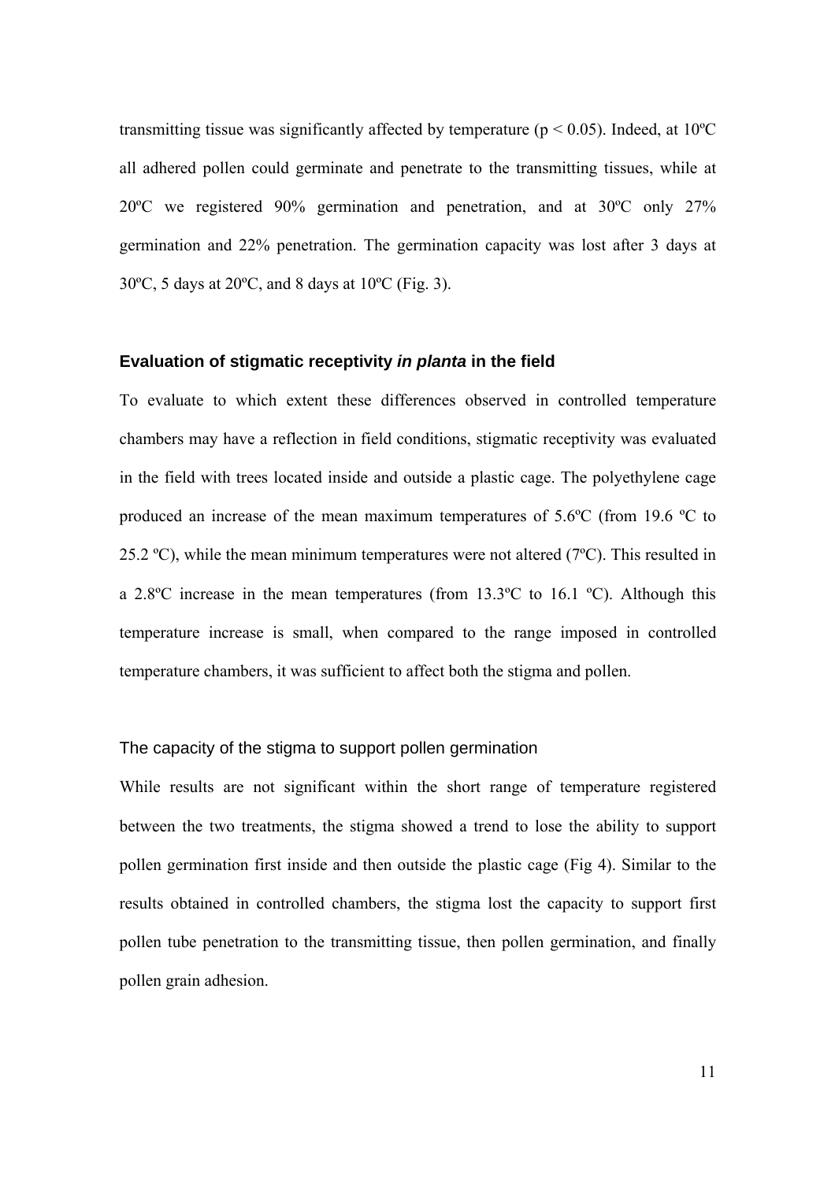transmitting tissue was significantly affected by temperature ($p < 0.05$). Indeed, at 10ºC all adhered pollen could germinate and penetrate to the transmitting tissues, while at 20ºC we registered 90% germination and penetration, and at 30ºC only 27% germination and 22% penetration. The germination capacity was lost after 3 days at 30ºC, 5 days at 20ºC, and 8 days at 10ºC (Fig. 3).

### Evaluation of stigmatic receptivity *in planta* in the field

To evaluate to which extent these differences observed in controlled temperature chambers may have a reflection in field conditions, stigmatic receptivity was evaluated in the field with trees located inside and outside a plastic cage. The polyethylene cage produced an increase of the mean maximum temperatures of 5.6ºC (from 19.6 ºC to 25.2 ºC), while the mean minimum temperatures were not altered (7ºC). This resulted in a 2.8ºC increase in the mean temperatures (from 13.3ºC to 16.1 ºC). Although this temperature increase is small, when compared to the range imposed in controlled temperature chambers, it was sufficient to affect both the stigma and pollen.

#### The capacity of the stigma to support pollen germination

While results are not significant within the short range of temperature registered between the two treatments, the stigma showed a trend to lose the ability to support pollen germination first inside and then outside the plastic cage (Fig 4). Similar to the results obtained in controlled chambers, the stigma lost the capacity to support first pollen tube penetration to the transmitting tissue, then pollen germination, and finally pollen grain adhesion.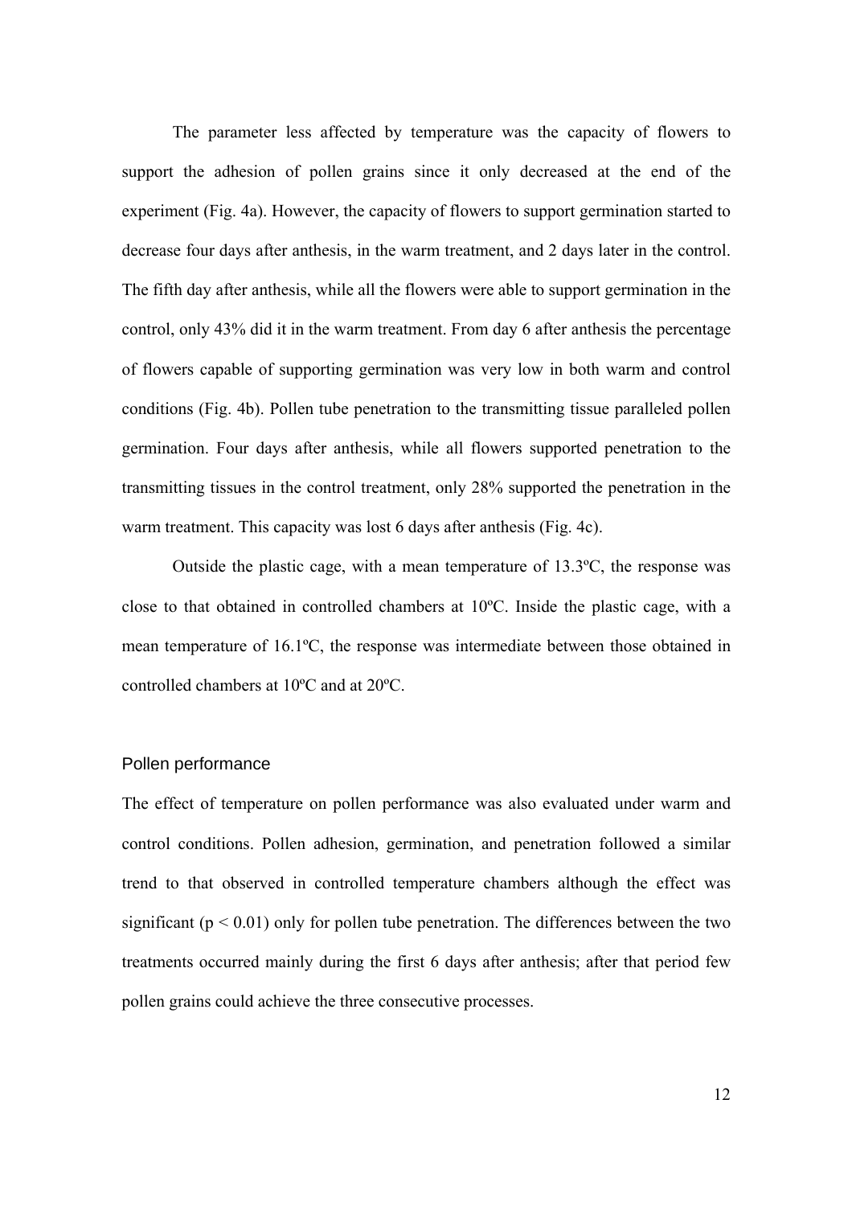The parameter less affected by temperature was the capacity of flowers to support the adhesion of pollen grains since it only decreased at the end of the experiment (Fig. 4a). However, the capacity of flowers to support germination started to decrease four days after anthesis, in the warm treatment, and 2 days later in the control. The fifth day after anthesis, while all the flowers were able to support germination in the control, only 43% did it in the warm treatment. From day 6 after anthesis the percentage of flowers capable of supporting germination was very low in both warm and control conditions (Fig. 4b). Pollen tube penetration to the transmitting tissue paralleled pollen germination. Four days after anthesis, while all flowers supported penetration to the transmitting tissues in the control treatment, only 28% supported the penetration in the warm treatment. This capacity was lost 6 days after anthesis (Fig. 4c).

Outside the plastic cage, with a mean temperature of 13.3ºC, the response was close to that obtained in controlled chambers at 10ºC. Inside the plastic cage, with a mean temperature of 16.1ºC, the response was intermediate between those obtained in controlled chambers at 10ºC and at 20ºC.

## Pollen performance

The effect of temperature on pollen performance was also evaluated under warm and control conditions. Pollen adhesion, germination, and penetration followed a similar trend to that observed in controlled temperature chambers although the effect was significant ($p < 0.01$) only for pollen tube penetration. The differences between the two treatments occurred mainly during the first 6 days after anthesis; after that period few pollen grains could achieve the three consecutive processes.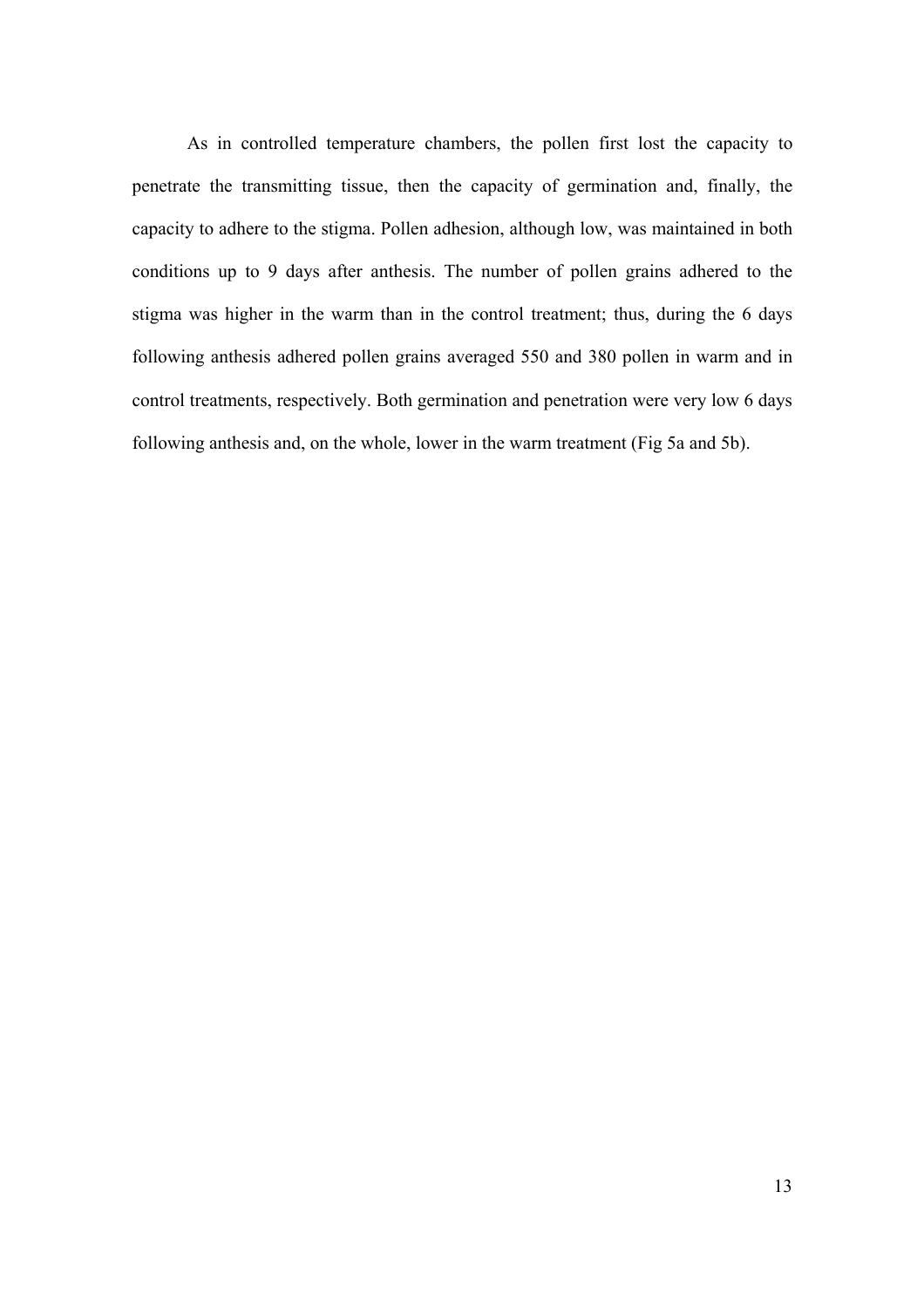As in controlled temperature chambers, the pollen first lost the capacity to penetrate the transmitting tissue, then the capacity of germination and, finally, the capacity to adhere to the stigma. Pollen adhesion, although low, was maintained in both conditions up to 9 days after anthesis. The number of pollen grains adhered to the stigma was higher in the warm than in the control treatment; thus, during the 6 days following anthesis adhered pollen grains averaged 550 and 380 pollen in warm and in control treatments, respectively. Both germination and penetration were very low 6 days following anthesis and, on the whole, lower in the warm treatment (Fig 5a and 5b).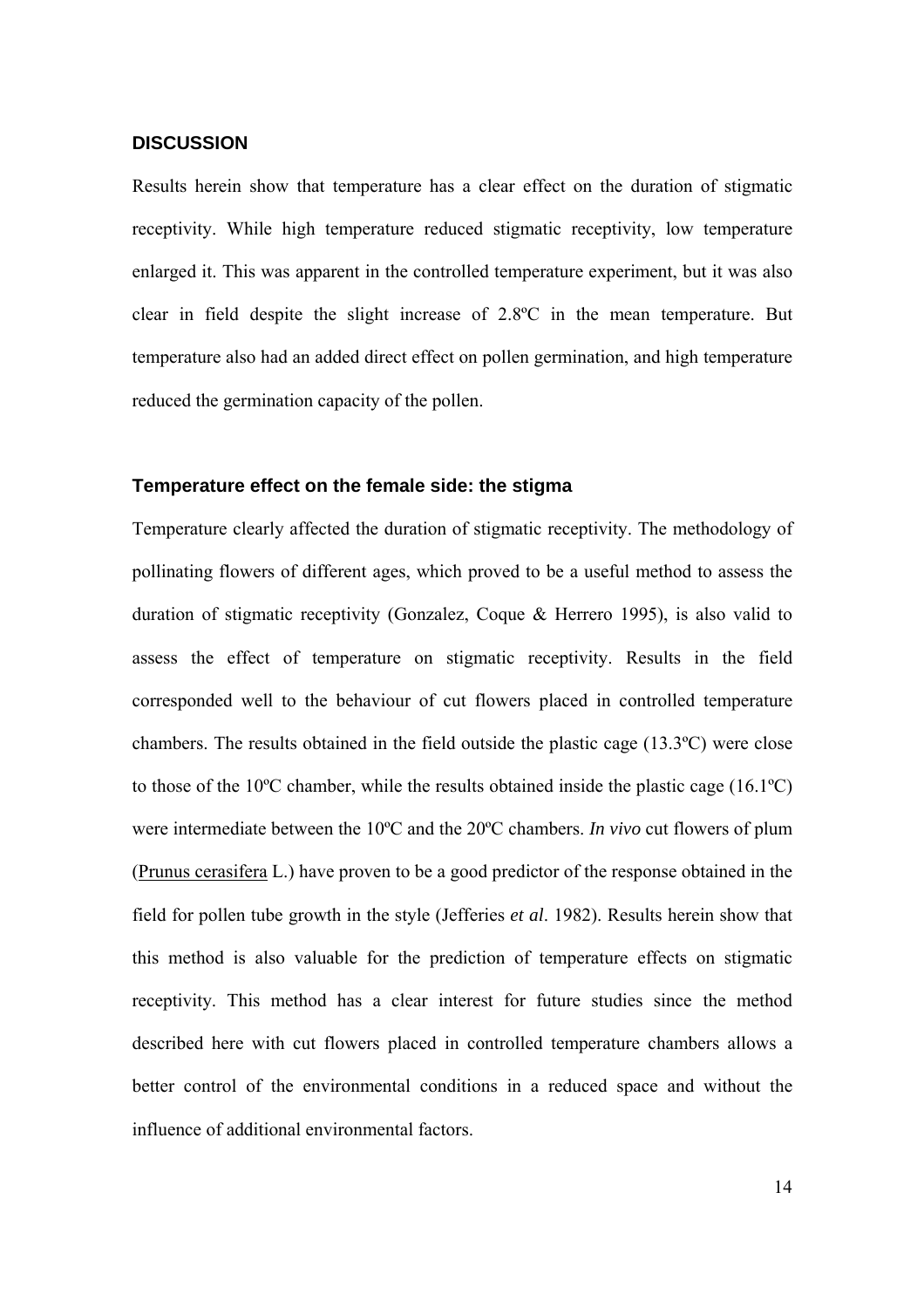## DISCUSSION

Results herein show that temperature has a clear effect on the duration of stigmatic receptivity. While high temperature reduced stigmatic receptivity, low temperature enlarged it. This was apparent in the controlled temperature experiment, but it was also clear in field despite the slight increase of 2.8ºC in the mean temperature. But temperature also had an added direct effect on pollen germination, and high temperature reduced the germination capacity of the pollen.

### Temperature effect on the female side: the stigma

Temperature clearly affected the duration of stigmatic receptivity. The methodology of pollinating flowers of different ages, which proved to be a useful method to assess the duration of stigmatic receptivity (Gonzalez, Coque & Herrero 1995), is also valid to assess the effect of temperature on stigmatic receptivity. Results in the field corresponded well to the behaviour of cut flowers placed in controlled temperature chambers. The results obtained in the field outside the plastic cage (13.3ºC) were close to those of the 10ºC chamber, while the results obtained inside the plastic cage (16.1ºC) were intermediate between the 10ºC and the 20ºC chambers. *In vivo* cut flowers of plum (Prunus cerasifera L.) have proven to be a good predictor of the response obtained in the field for pollen tube growth in the style (Jefferies *et al*. 1982). Results herein show that this method is also valuable for the prediction of temperature effects on stigmatic receptivity. This method has a clear interest for future studies since the method described here with cut flowers placed in controlled temperature chambers allows a better control of the environmental conditions in a reduced space and without the influence of additional environmental factors.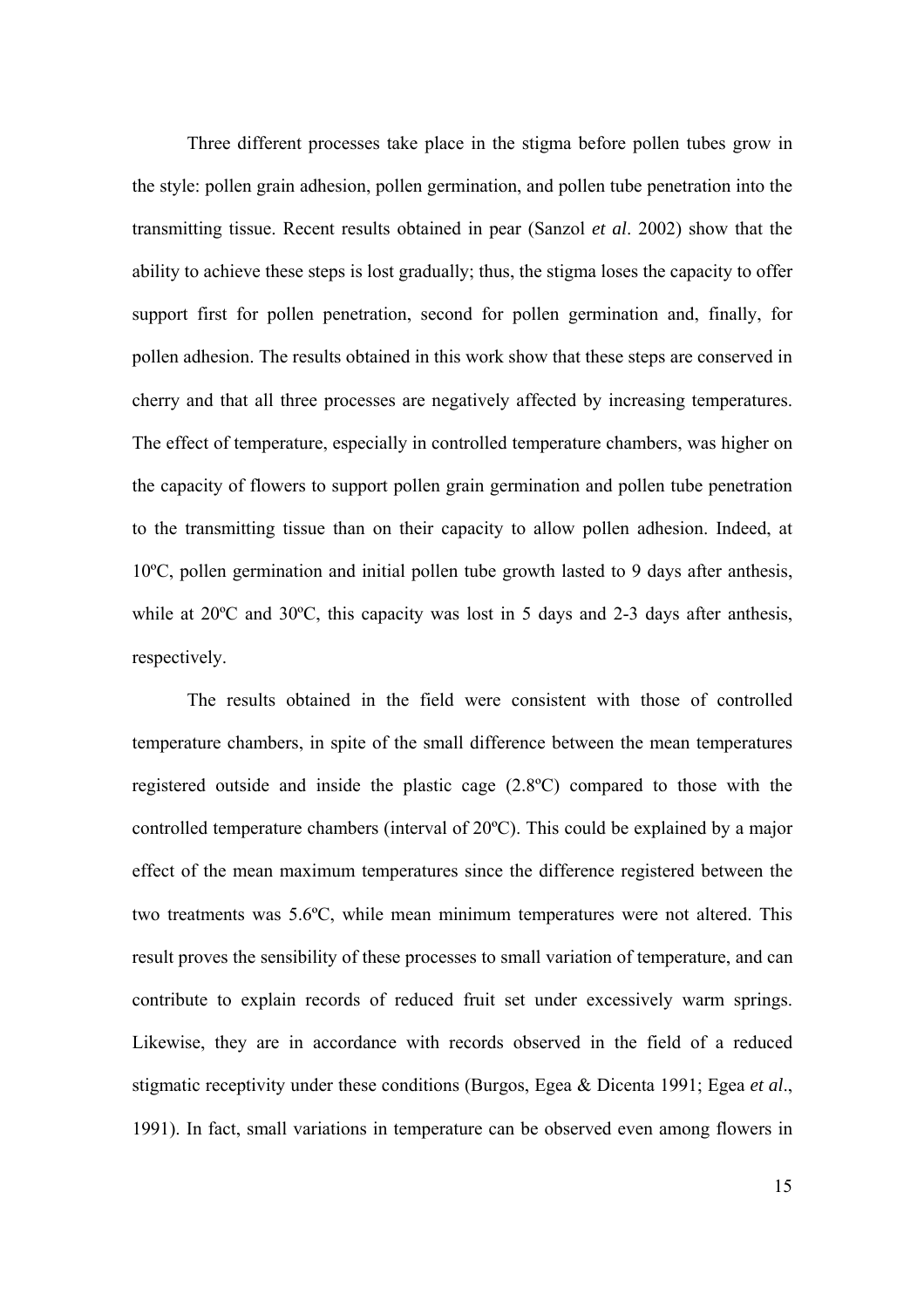Three different processes take place in the stigma before pollen tubes grow in the style: pollen grain adhesion, pollen germination, and pollen tube penetration into the transmitting tissue. Recent results obtained in pear (Sanzol *et al*. 2002) show that the ability to achieve these steps is lost gradually; thus, the stigma loses the capacity to offer support first for pollen penetration, second for pollen germination and, finally, for pollen adhesion. The results obtained in this work show that these steps are conserved in cherry and that all three processes are negatively affected by increasing temperatures. The effect of temperature, especially in controlled temperature chambers, was higher on the capacity of flowers to support pollen grain germination and pollen tube penetration to the transmitting tissue than on their capacity to allow pollen adhesion. Indeed, at 10ºC, pollen germination and initial pollen tube growth lasted to 9 days after anthesis, while at 20ºC and 30ºC, this capacity was lost in 5 days and 2-3 days after anthesis, respectively.

The results obtained in the field were consistent with those of controlled temperature chambers, in spite of the small difference between the mean temperatures registered outside and inside the plastic cage (2.8ºC) compared to those with the controlled temperature chambers (interval of 20ºC). This could be explained by a major effect of the mean maximum temperatures since the difference registered between the two treatments was 5.6ºC, while mean minimum temperatures were not altered. This result proves the sensibility of these processes to small variation of temperature, and can contribute to explain records of reduced fruit set under excessively warm springs. Likewise, they are in accordance with records observed in the field of a reduced stigmatic receptivity under these conditions (Burgos, Egea & Dicenta 1991; Egea *et al*., 1991). In fact, small variations in temperature can be observed even among flowers in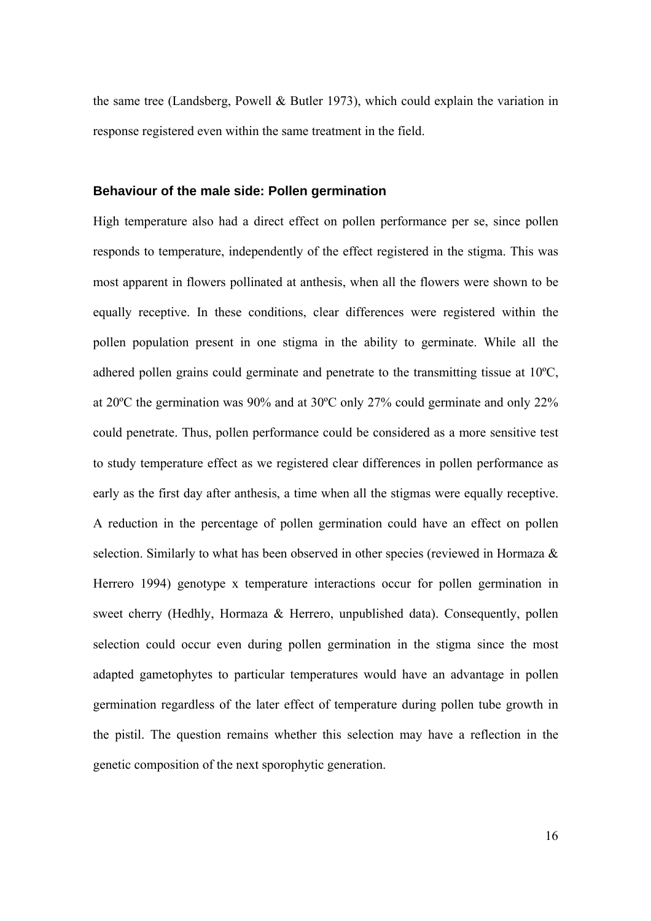the same tree (Landsberg, Powell & Butler 1973), which could explain the variation in response registered even within the same treatment in the field.

### Behaviour of the male side: Pollen germination

High temperature also had a direct effect on pollen performance per se, since pollen responds to temperature, independently of the effect registered in the stigma. This was most apparent in flowers pollinated at anthesis, when all the flowers were shown to be equally receptive. In these conditions, clear differences were registered within the pollen population present in one stigma in the ability to germinate. While all the adhered pollen grains could germinate and penetrate to the transmitting tissue at 10ºC, at 20ºC the germination was 90% and at 30ºC only 27% could germinate and only 22% could penetrate. Thus, pollen performance could be considered as a more sensitive test to study temperature effect as we registered clear differences in pollen performance as early as the first day after anthesis, a time when all the stigmas were equally receptive. A reduction in the percentage of pollen germination could have an effect on pollen selection. Similarly to what has been observed in other species (reviewed in Hormaza & Herrero 1994) genotype x temperature interactions occur for pollen germination in sweet cherry (Hedhly, Hormaza & Herrero, unpublished data). Consequently, pollen selection could occur even during pollen germination in the stigma since the most adapted gametophytes to particular temperatures would have an advantage in pollen germination regardless of the later effect of temperature during pollen tube growth in the pistil. The question remains whether this selection may have a reflection in the genetic composition of the next sporophytic generation.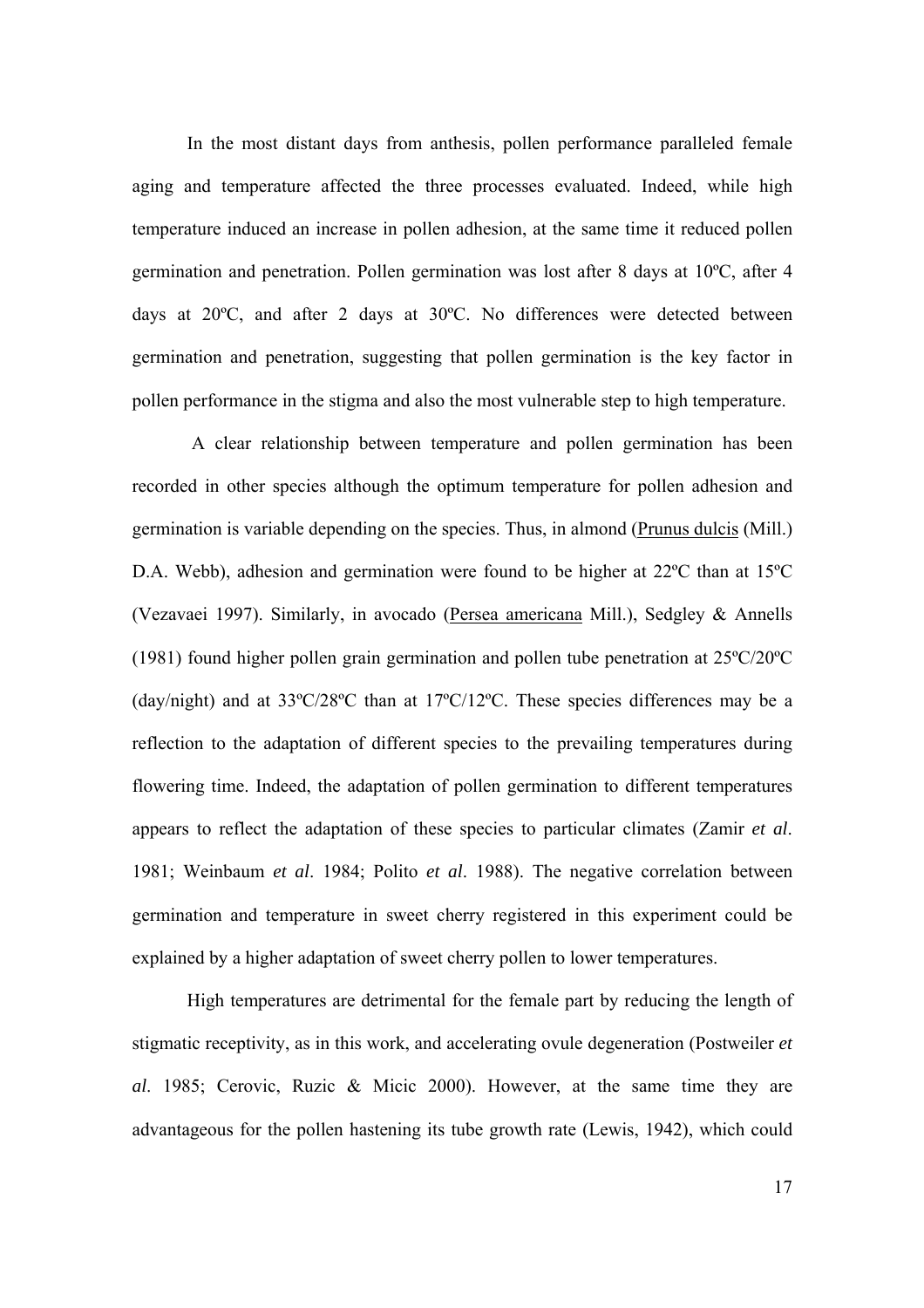In the most distant days from anthesis, pollen performance paralleled female aging and temperature affected the three processes evaluated. Indeed, while high temperature induced an increase in pollen adhesion, at the same time it reduced pollen germination and penetration. Pollen germination was lost after 8 days at 10ºC, after 4 days at 20ºC, and after 2 days at 30ºC. No differences were detected between germination and penetration, suggesting that pollen germination is the key factor in pollen performance in the stigma and also the most vulnerable step to high temperature.

A clear relationship between temperature and pollen germination has been recorded in other species although the optimum temperature for pollen adhesion and germination is variable depending on the species. Thus, in almond (Prunus dulcis (Mill.) D.A. Webb), adhesion and germination were found to be higher at 22ºC than at 15ºC (Vezavaei 1997). Similarly, in avocado (Persea americana Mill.), Sedgley & Annells (1981) found higher pollen grain germination and pollen tube penetration at 25ºC/20ºC (day/night) and at 33ºC/28ºC than at 17ºC/12ºC. These species differences may be a reflection to the adaptation of different species to the prevailing temperatures during flowering time. Indeed, the adaptation of pollen germination to different temperatures appears to reflect the adaptation of these species to particular climates (Zamir *et al*. 1981; Weinbaum *et al*. 1984; Polito *et al*. 1988). The negative correlation between germination and temperature in sweet cherry registered in this experiment could be explained by a higher adaptation of sweet cherry pollen to lower temperatures.

High temperatures are detrimental for the female part by reducing the length of stigmatic receptivity, as in this work, and accelerating ovule degeneration (Postweiler *et al*. 1985; Cerovic, Ruzic & Micic 2000). However, at the same time they are advantageous for the pollen hastening its tube growth rate (Lewis, 1942), which could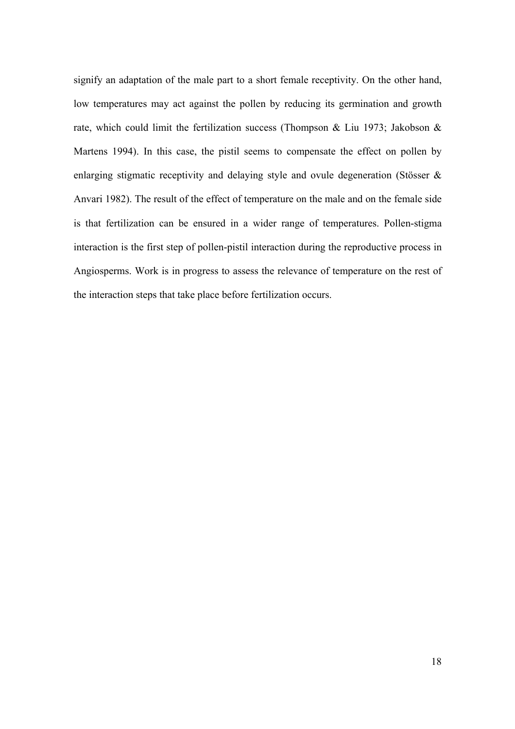signify an adaptation of the male part to a short female receptivity. On the other hand, low temperatures may act against the pollen by reducing its germination and growth rate, which could limit the fertilization success (Thompson & Liu 1973; Jakobson & Martens 1994). In this case, the pistil seems to compensate the effect on pollen by enlarging stigmatic receptivity and delaying style and ovule degeneration (Stösser & Anvari 1982). The result of the effect of temperature on the male and on the female side is that fertilization can be ensured in a wider range of temperatures. Pollen-stigma interaction is the first step of pollen-pistil interaction during the reproductive process in Angiosperms. Work is in progress to assess the relevance of temperature on the rest of the interaction steps that take place before fertilization occurs.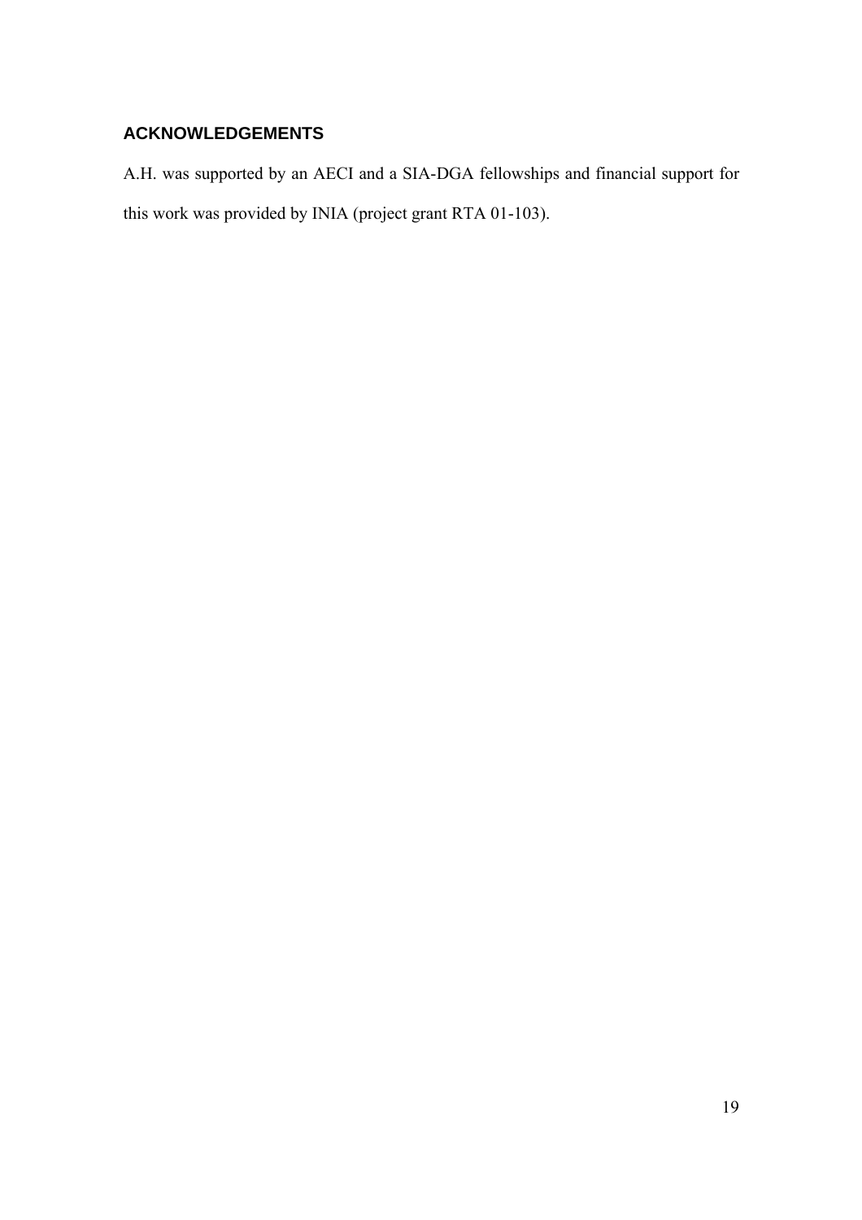## ACKNOWLEDGEMENTS

A.H. was supported by an AECI and a SIA-DGA fellowships and financial support for this work was provided by INIA (project grant RTA 01-103).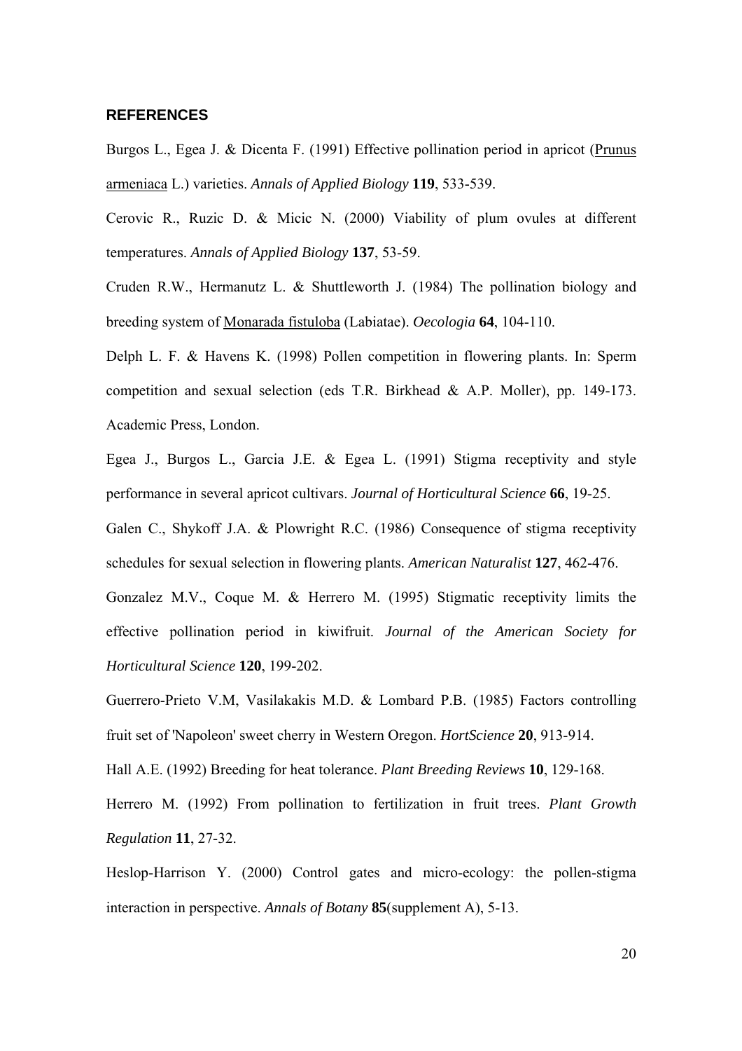## REFERENCES

Burgos L., Egea J. & Dicenta F. (1991) Effective pollination period in apricot (Prunus armeniaca L.) varieties. *Annals of Applied Biology* **119**, 533-539.

Cerovic R., Ruzic D. & Micic N. (2000) Viability of plum ovules at different temperatures. *Annals of Applied Biology* **137**, 53-59.

Cruden R.W., Hermanutz L. & Shuttleworth J. (1984) The pollination biology and breeding system of Monarada fistuloba (Labiatae). *Oecologia* **64**, 104-110.

Delph L. F. & Havens K. (1998) Pollen competition in flowering plants. In: Sperm competition and sexual selection (eds T.R. Birkhead & A.P. Moller), pp. 149-173. Academic Press, London.

Egea J., Burgos L., Garcia J.E. & Egea L. (1991) Stigma receptivity and style performance in several apricot cultivars. *Journal of Horticultural Science* **66**, 19-25.

Galen C., Shykoff J.A. & Plowright R.C. (1986) Consequence of stigma receptivity schedules for sexual selection in flowering plants. *American Naturalist* **127**, 462-476.

Gonzalez M.V., Coque M. & Herrero M. (1995) Stigmatic receptivity limits the effective pollination period in kiwifruit. *Journal of the American Society for Horticultural Science* **120**, 199-202.

Guerrero-Prieto V.M, Vasilakakis M.D. & Lombard P.B. (1985) Factors controlling fruit set of 'Napoleon' sweet cherry in Western Oregon. *HortScience* **20**, 913-914.

Hall A.E. (1992) Breeding for heat tolerance. *Plant Breeding Reviews* **10**, 129-168.

Herrero M. (1992) From pollination to fertilization in fruit trees. *Plant Growth Regulation* **11**, 27-32.

Heslop-Harrison Y. (2000) Control gates and micro-ecology: the pollen-stigma interaction in perspective. *Annals of Botany* **85**(supplement A), 5-13.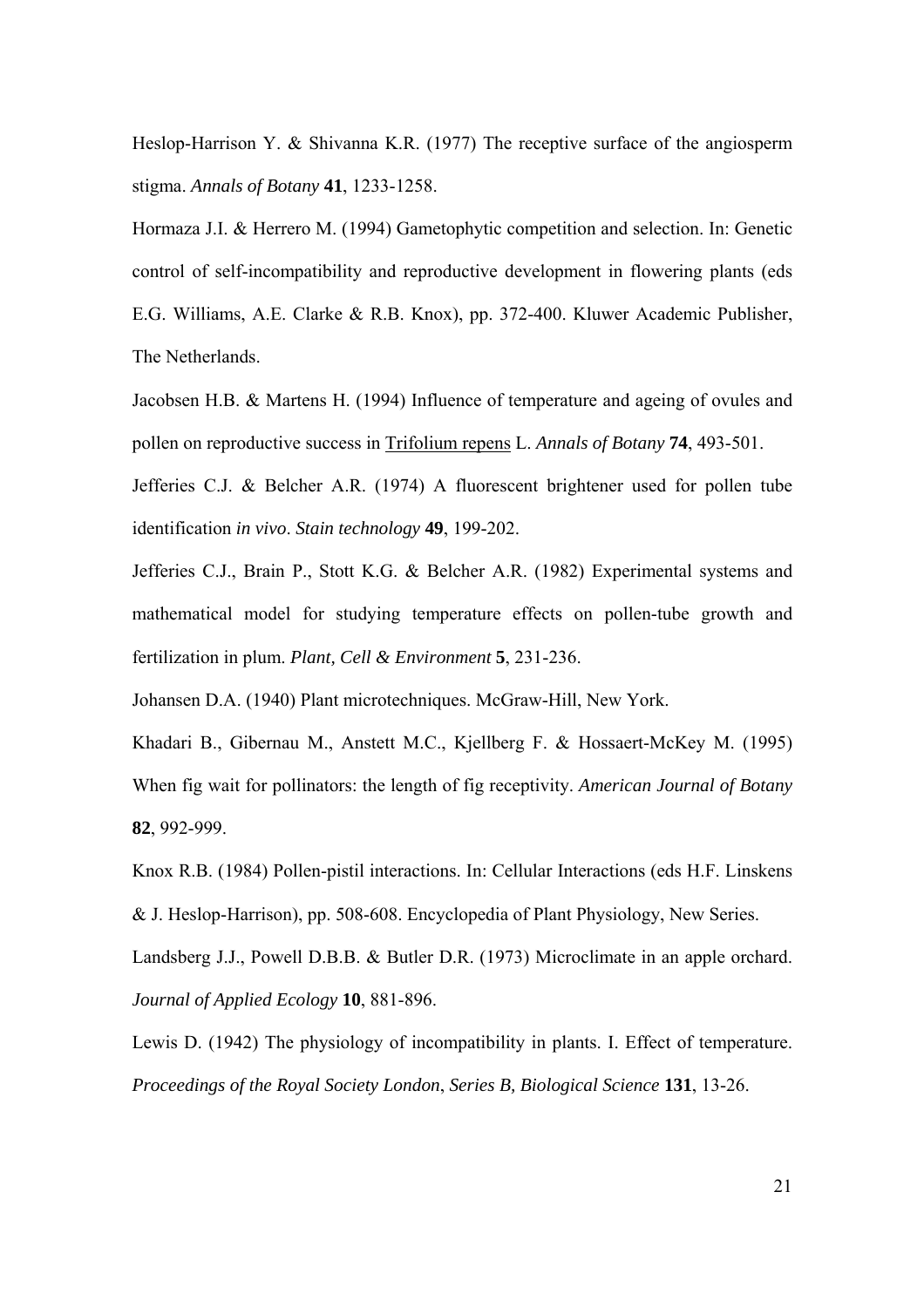Heslop-Harrison Y. & Shivanna K.R. (1977) The receptive surface of the angiosperm stigma. *Annals of Botany* **41**, 1233-1258.

Hormaza J.I. & Herrero M. (1994) Gametophytic competition and selection. In: Genetic control of self-incompatibility and reproductive development in flowering plants (eds E.G. Williams, A.E. Clarke & R.B. Knox), pp. 372-400. Kluwer Academic Publisher, The Netherlands.

Jacobsen H.B. & Martens H. (1994) Influence of temperature and ageing of ovules and pollen on reproductive success in <u>Trifolium repens</u> L. *Annals of Botany* **74**, 493-501.

Jefferies C.J. & Belcher A.R. (1974) A fluorescent brightener used for pollen tube identification *in vivo*. *Stain technology* **49**, 199-202.

Jefferies C.J., Brain P., Stott K.G. & Belcher A.R. (1982) Experimental systems and mathematical model for studying temperature effects on pollen-tube growth and fertilization in plum. *Plant, Cell & Environment* **5**, 231-236.

Johansen D.A. (1940) Plant microtechniques. McGraw-Hill, New York.

Khadari B., Gibernau M., Anstett M.C., Kjellberg F. & Hossaert-McKey M. (1995) When fig wait for pollinators: the length of fig receptivity. *American Journal of Botany* **82**, 992-999.

Knox R.B. (1984) Pollen-pistil interactions. In: Cellular Interactions (eds H.F. Linskens & J. Heslop-Harrison), pp. 508-608. Encyclopedia of Plant Physiology, New Series.

Landsberg J.J., Powell D.B.B. & Butler D.R. (1973) Microclimate in an apple orchard. *Journal of Applied Ecology* **10**, 881-896.

Lewis D. (1942) The physiology of incompatibility in plants. I. Effect of temperature. *Proceedings of the Royal Society London*, *Series B, Biological Science* **131**, 13-26.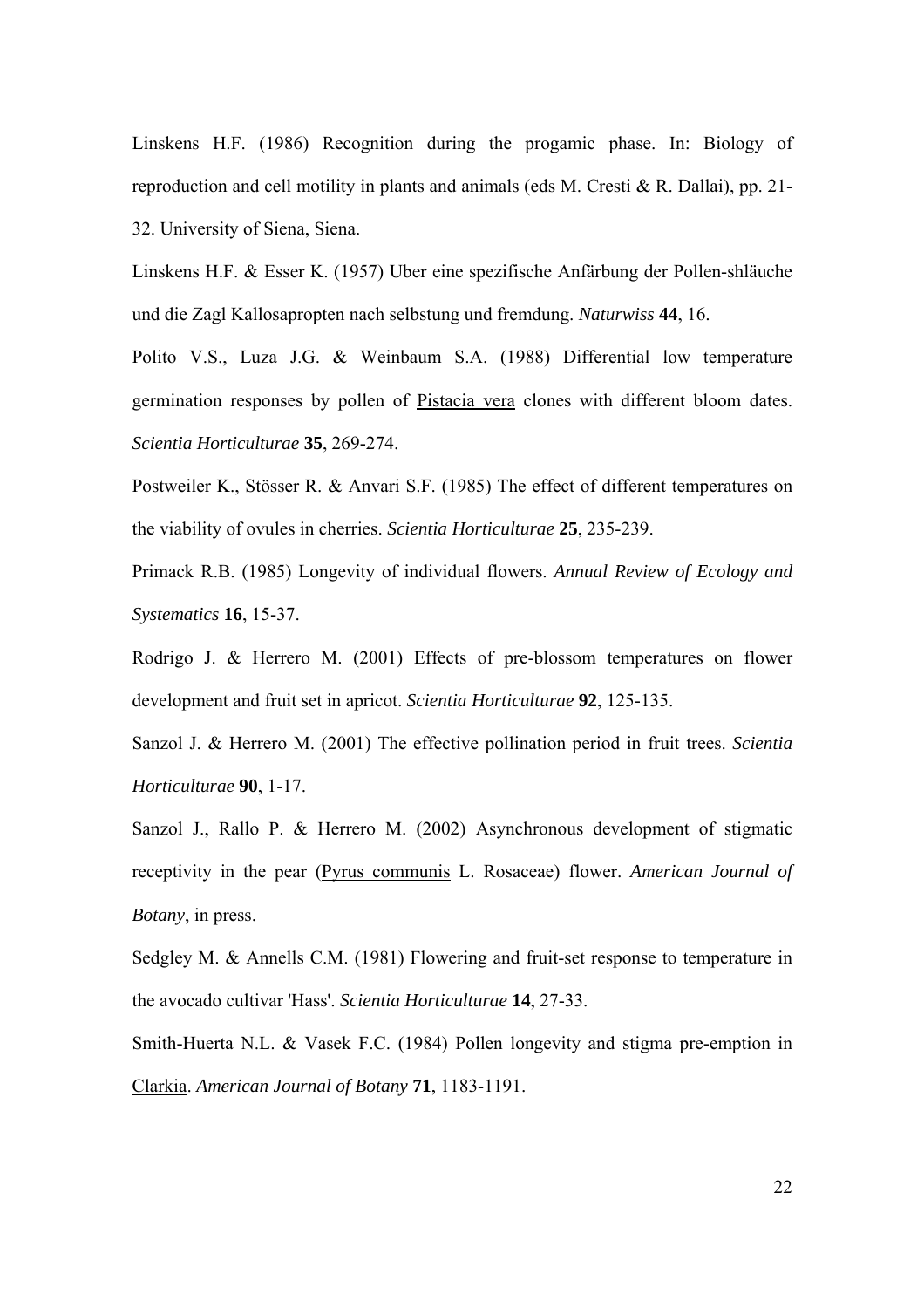Linskens H.F. (1986) Recognition during the progamic phase. In: Biology of reproduction and cell motility in plants and animals (eds M. Cresti & R. Dallai), pp. 21-32. University of Siena, Siena.

Linskens H.F. & Esser K. (1957) Uber eine spezifische Anfärbung der Pollen-shläuche und die Zagl Kallosapropten nach selbstung und fremdung. *Naturwiss* **44**, 16.

Polito V.S., Luza J.G. & Weinbaum S.A. (1988) Differential low temperature germination responses by pollen of Pistacia vera clones with different bloom dates. *Scientia Horticulturae* **35**, 269-274.

Postweiler K., Stösser R. & Anvari S.F. (1985) The effect of different temperatures on the viability of ovules in cherries. *Scientia Horticulturae* **25**, 235-239.

Primack R.B. (1985) Longevity of individual flowers. *Annual Review of Ecology and Systematics* **16**, 15-37.

Rodrigo J. & Herrero M. (2001) Effects of pre-blossom temperatures on flower development and fruit set in apricot. *Scientia Horticulturae* **92**, 125-135.

Sanzol J. & Herrero M. (2001) The effective pollination period in fruit trees. *Scientia Horticulturae* **90**, 1-17.

Sanzol J., Rallo P. & Herrero M. (2002) Asynchronous development of stigmatic receptivity in the pear (Pyrus communis L. Rosaceae) flower. *American Journal of Botany*, in press.

Sedgley M. & Annells C.M. (1981) Flowering and fruit-set response to temperature in the avocado cultivar 'Hass'. *Scientia Horticulturae* **14**, 27-33.

Smith-Huerta N.L. & Vasek F.C. (1984) Pollen longevity and stigma pre-emption in Clarkia. *American Journal of Botany* **71**, 1183-1191.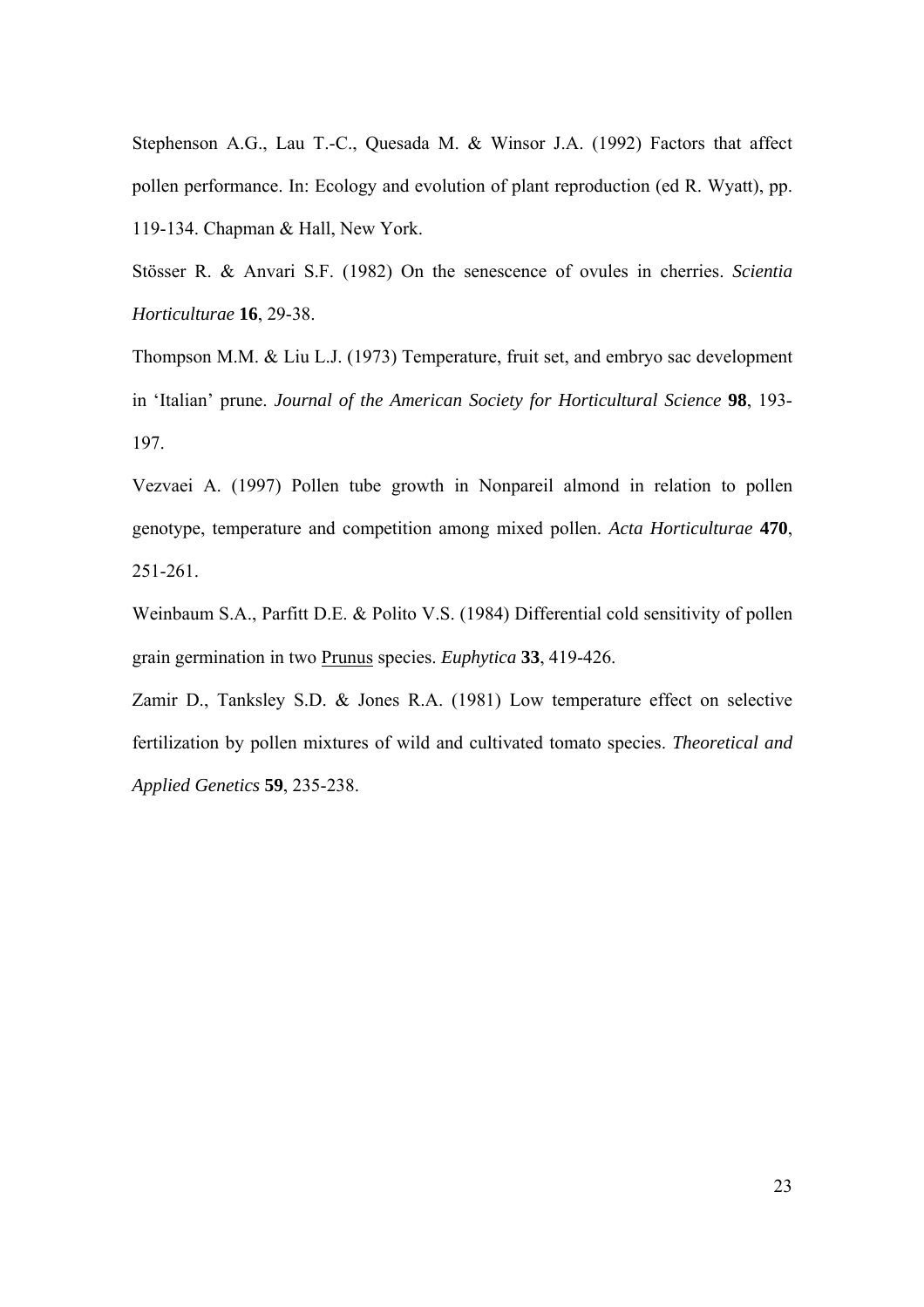Stephenson A.G., Lau T.-C., Quesada M. & Winsor J.A. (1992) Factors that affect pollen performance. In: Ecology and evolution of plant reproduction (ed R. Wyatt), pp. 119-134. Chapman & Hall, New York.

Stösser R. & Anvari S.F. (1982) On the senescence of ovules in cherries. *Scientia Horticulturae* **16**, 29-38.

Thompson M.M. & Liu L.J. (1973) Temperature, fruit set, and embryo sac development in 'Italian' prune. *Journal of the American Society for Horticultural Science* **98**, 193-197.

Vezvaei A. (1997) Pollen tube growth in Nonpareil almond in relation to pollen genotype, temperature and competition among mixed pollen. *Acta Horticulturae* **470**, 251-261.

Weinbaum S.A., Parfitt D.E. & Polito V.S. (1984) Differential cold sensitivity of pollen grain germination in two Prunus species. *Euphytica* **33**, 419-426.

Zamir D., Tanksley S.D. & Jones R.A. (1981) Low temperature effect on selective fertilization by pollen mixtures of wild and cultivated tomato species. *Theoretical and Applied Genetics* **59**, 235-238.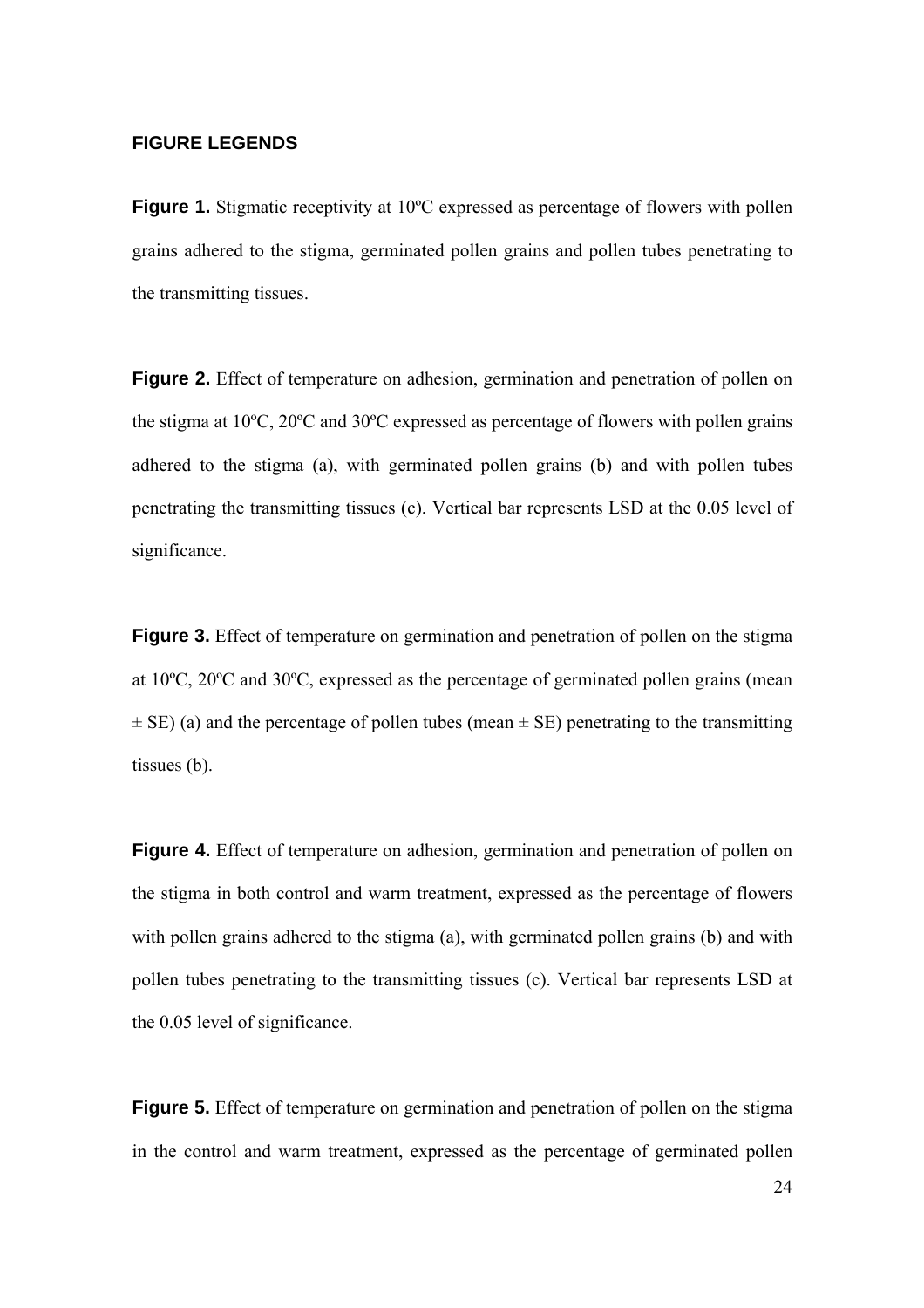## FIGURE LEGENDS

**Figure 1.** Stigmatic receptivity at 10ºC expressed as percentage of flowers with pollen grains adhered to the stigma, germinated pollen grains and pollen tubes penetrating to the transmitting tissues.

**Figure 2.** Effect of temperature on adhesion, germination and penetration of pollen on the stigma at 10ºC, 20ºC and 30ºC expressed as percentage of flowers with pollen grains adhered to the stigma (a), with germinated pollen grains (b) and with pollen tubes penetrating the transmitting tissues (c). Vertical bar represents LSD at the 0.05 level of significance.

**Figure 3.** Effect of temperature on germination and penetration of pollen on the stigma at 10ºC, 20ºC and 30ºC, expressed as the percentage of germinated pollen grains (mean ± SE) (a) and the percentage of pollen tubes (mean ± SE) penetrating to the transmitting tissues (b).

**Figure 4.** Effect of temperature on adhesion, germination and penetration of pollen on the stigma in both control and warm treatment, expressed as the percentage of flowers with pollen grains adhered to the stigma (a), with germinated pollen grains (b) and with pollen tubes penetrating to the transmitting tissues (c). Vertical bar represents LSD at the 0.05 level of significance.

**Figure 5.** Effect of temperature on germination and penetration of pollen on the stigma in the control and warm treatment, expressed as the percentage of germinated pollen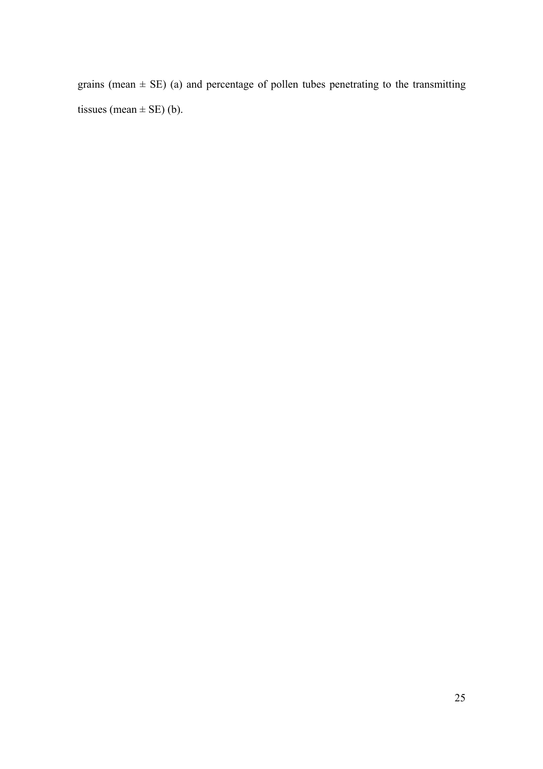grains (mean ± SE) (a) and percentage of pollen tubes penetrating to the transmitting tissues (mean ± SE) (b).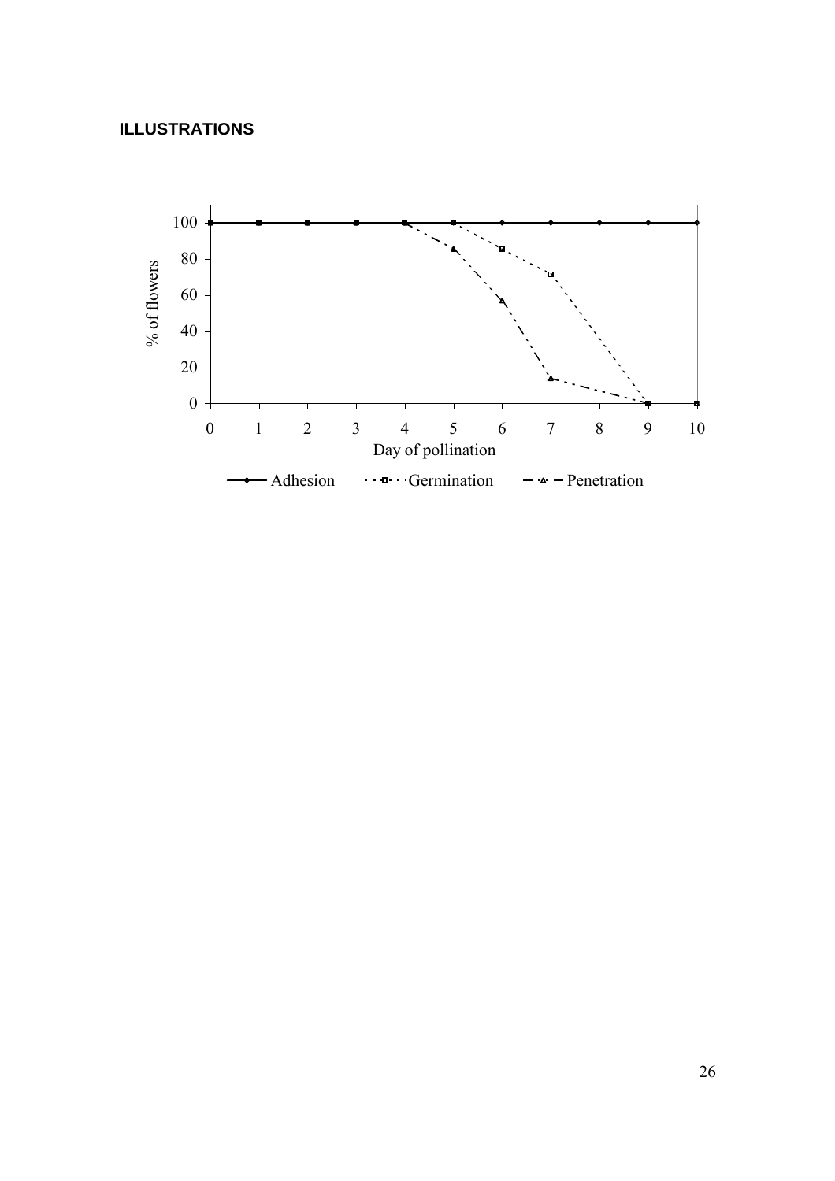**ILLUSTRATIONS**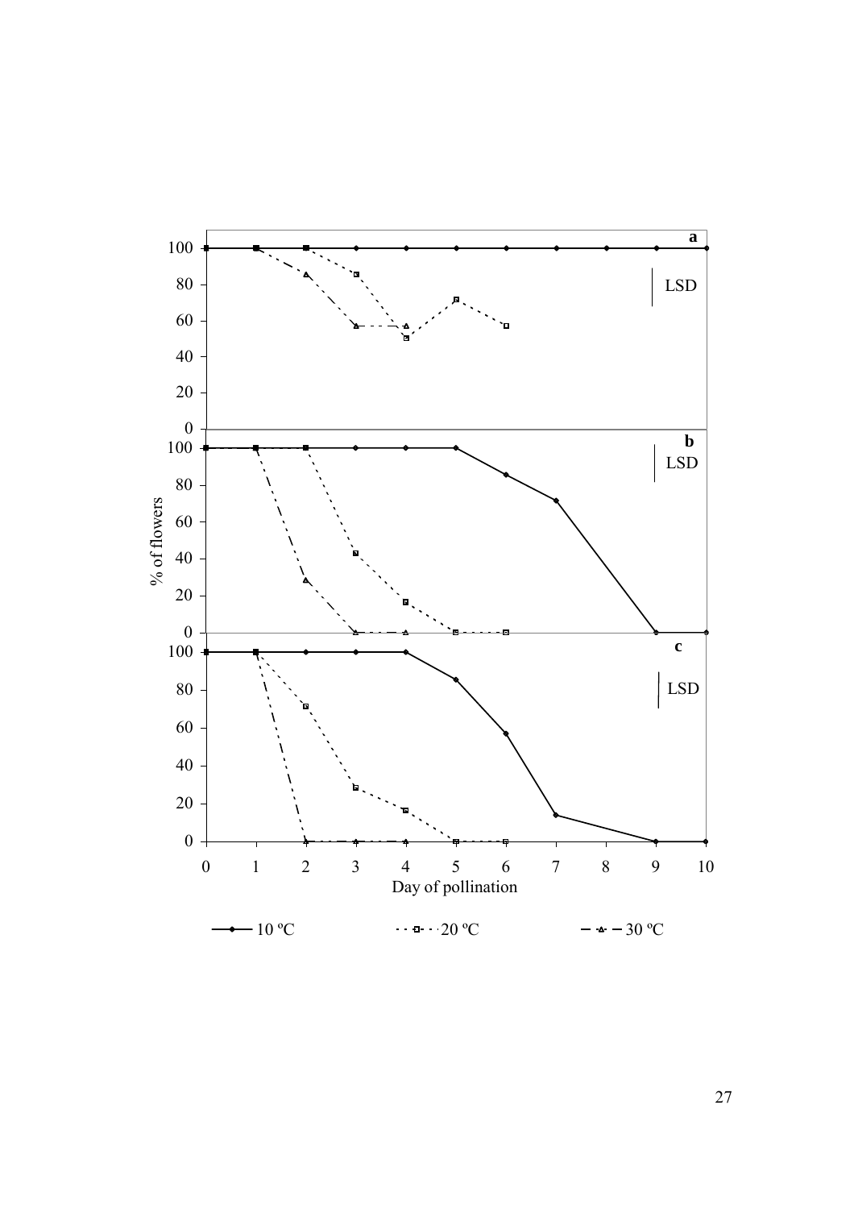a

LSD

b

LSD

c

LSD

% of flowers

Day of pollination

10 ºC · · · 20 ºC — — 30 ºC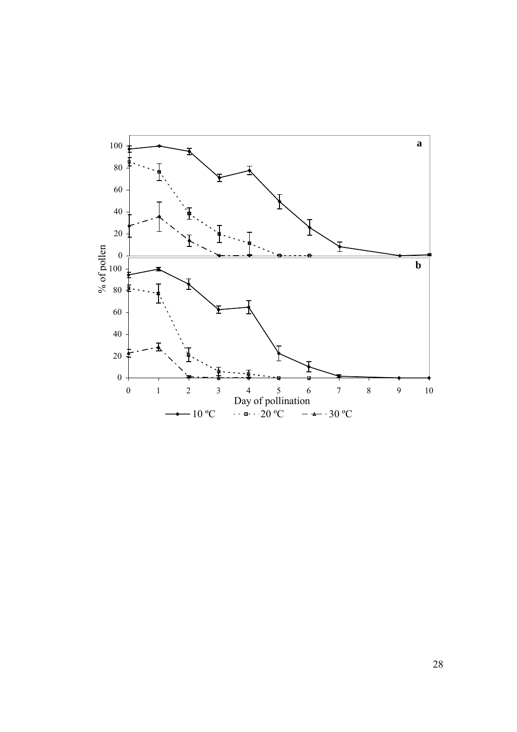a

b

% of pollen

Day of pollination

10 ºC — 20 ºC — 30 ºC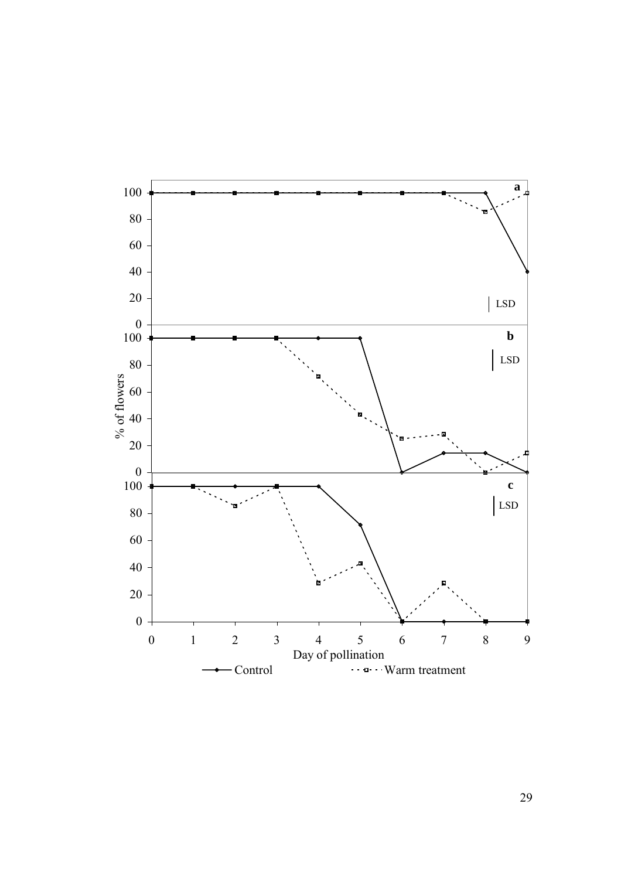a

LSD

b

LSD

% of flowers

c

LSD

Day of pollination

Control

Warm treatment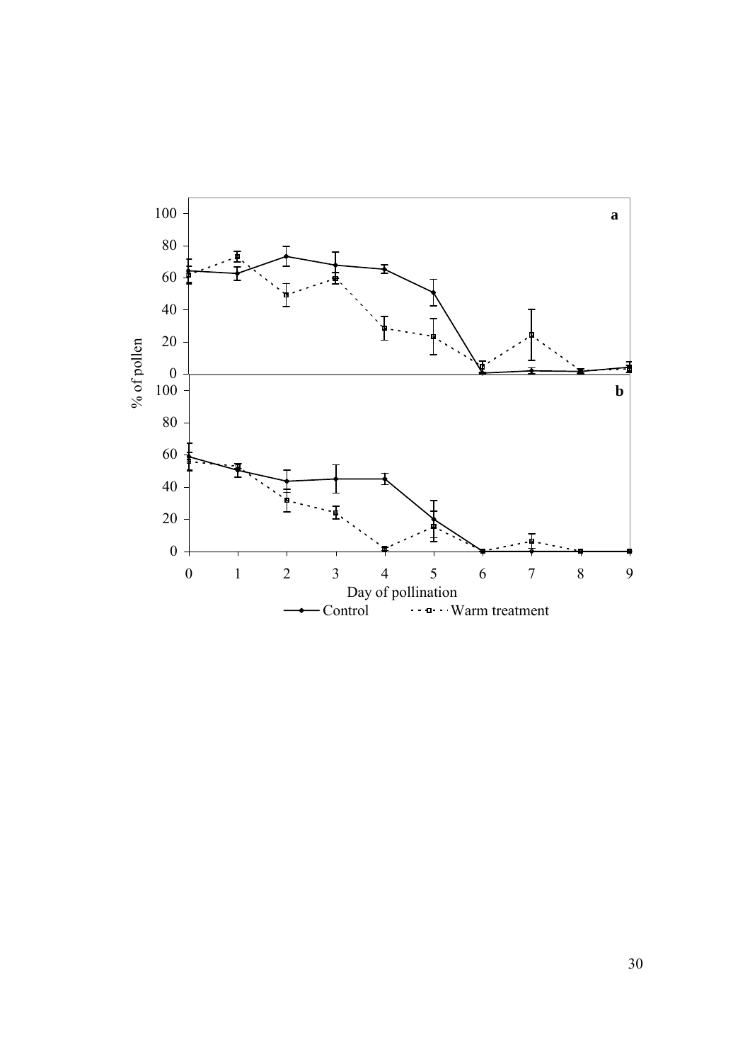100
80
60
40
20
0
a

% of pollen

100
80
60
40
20
0
b

0 1 2 3 4 5 6 7 8 9
Day of pollination

Control
Warm treatment